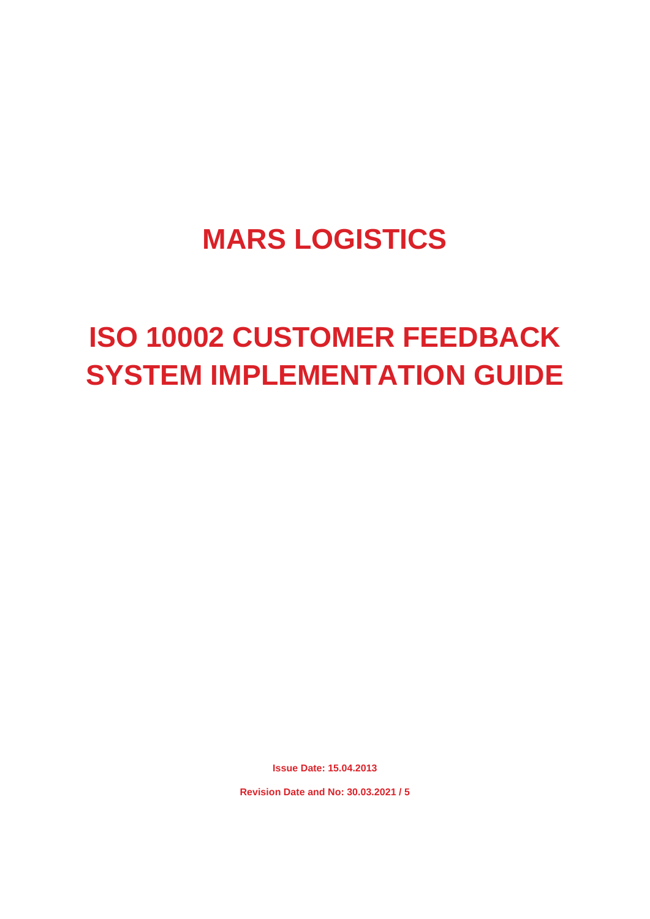# MARS LOGISTICS

# ISO 10002 CUSTOMER FEEDBACK SYSTEM IMPLEMENTATION GUIDE

**Issue Date: 15.04.2013**

**Revision Date and No: 30.03.2021 / 5**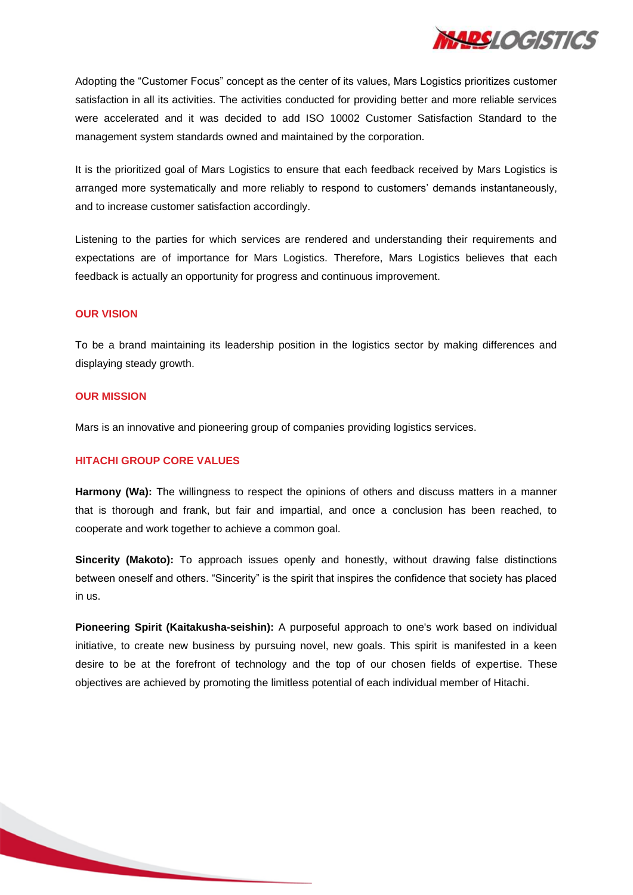Adopting the “Customer Focus” concept as the center of its values, Mars Logistics prioritizes customer satisfaction in all its activities. The activities conducted for providing better and more reliable services were accelerated and it was decided to add ISO 10002 Customer Satisfaction Standard to the management system standards owned and maintained by the corporation.

It is the prioritized goal of Mars Logistics to ensure that each feedback received by Mars Logistics is arranged more systematically and more reliably to respond to customers’ demands instantaneously, and to increase customer satisfaction accordingly.

Listening to the parties for which services are rendered and understanding their requirements and expectations are of importance for Mars Logistics. Therefore, Mars Logistics believes that each feedback is actually an opportunity for progress and continuous improvement.

## OUR VISION

To be a brand maintaining its leadership position in the logistics sector by making differences and displaying steady growth.

## OUR MISSION

Mars is an innovative and pioneering group of companies providing logistics services.

## HITACHI GROUP CORE VALUES

**Harmony (Wa):** The willingness to respect the opinions of others and discuss matters in a manner that is thorough and frank, but fair and impartial, and once a conclusion has been reached, to cooperate and work together to achieve a common goal.

**Sincerity (Makoto):** To approach issues openly and honestly, without drawing false distinctions between oneself and others. “Sincerity” is the spirit that inspires the confidence that society has placed in us.

**Pioneering Spirit (Kaitakusha-seishin):** A purposeful approach to one's work based on individual initiative, to create new business by pursuing novel, new goals. This spirit is manifested in a keen desire to be at the forefront of technology and the top of our chosen fields of expertise. These objectives are achieved by promoting the limitless potential of each individual member of Hitachi.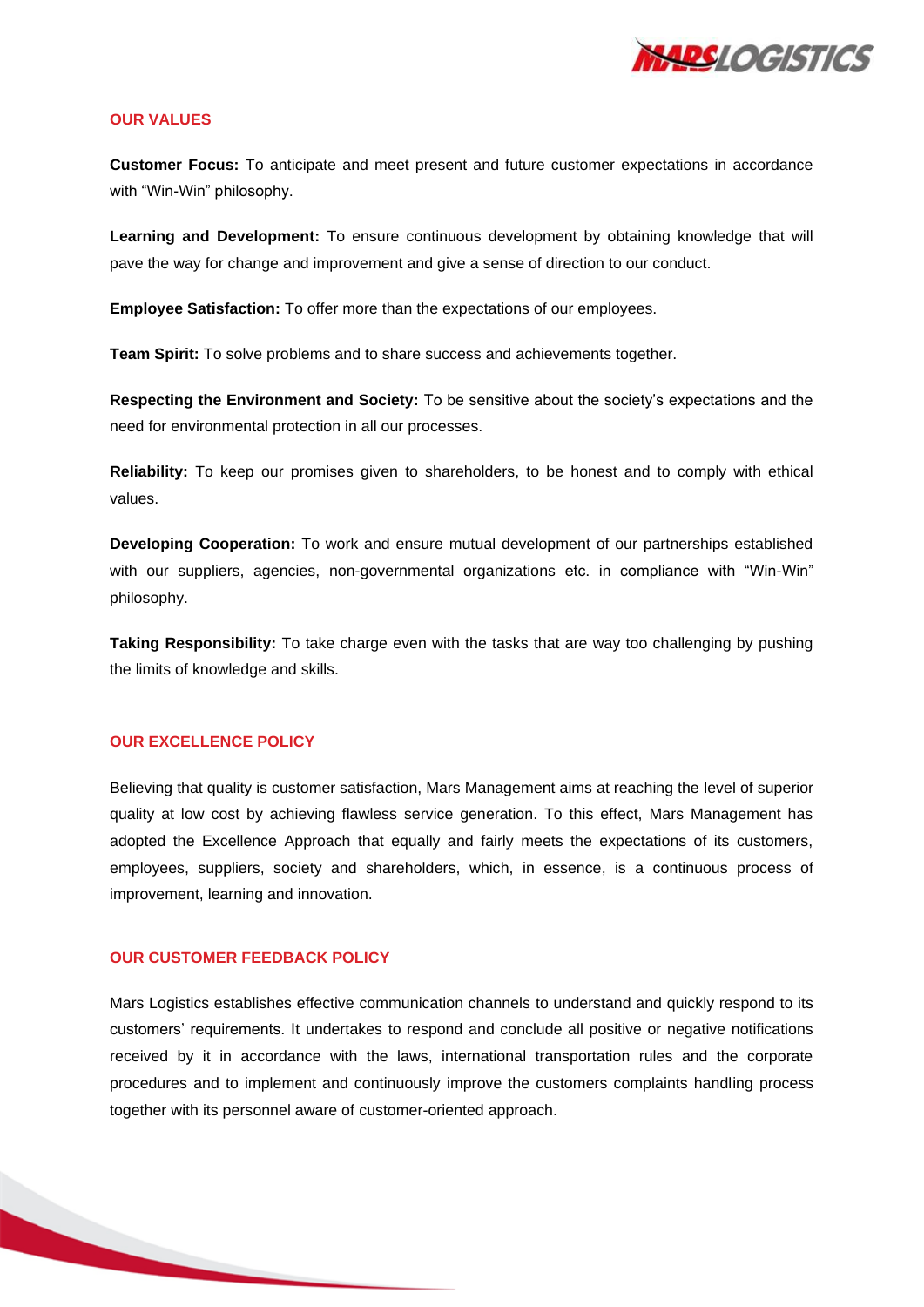## OUR VALUES

**Customer Focus:** To anticipate and meet present and future customer expectations in accordance with “Win-Win” philosophy.

**Learning and Development:** To ensure continuous development by obtaining knowledge that will pave the way for change and improvement and give a sense of direction to our conduct.

**Employee Satisfaction:** To offer more than the expectations of our employees.

**Team Spirit:** To solve problems and to share success and achievements together.

**Respecting the Environment and Society:** To be sensitive about the society’s expectations and the need for environmental protection in all our processes.

**Reliability:** To keep our promises given to shareholders, to be honest and to comply with ethical values.

**Developing Cooperation:** To work and ensure mutual development of our partnerships established with our suppliers, agencies, non-governmental organizations etc. in compliance with “Win-Win” philosophy.

**Taking Responsibility:** To take charge even with the tasks that are way too challenging by pushing the limits of knowledge and skills.

## OUR EXCELLENCE POLICY

Believing that quality is customer satisfaction, Mars Management aims at reaching the level of superior quality at low cost by achieving flawless service generation. To this effect, Mars Management has adopted the Excellence Approach that equally and fairly meets the expectations of its customers, employees, suppliers, society and shareholders, which, in essence, is a continuous process of improvement, learning and innovation.

## OUR CUSTOMER FEEDBACK POLICY

Mars Logistics establishes effective communication channels to understand and quickly respond to its customers’ requirements. It undertakes to respond and conclude all positive or negative notifications received by it in accordance with the laws, international transportation rules and the corporate procedures and to implement and continuously improve the customers complaints handling process together with its personnel aware of customer-oriented approach.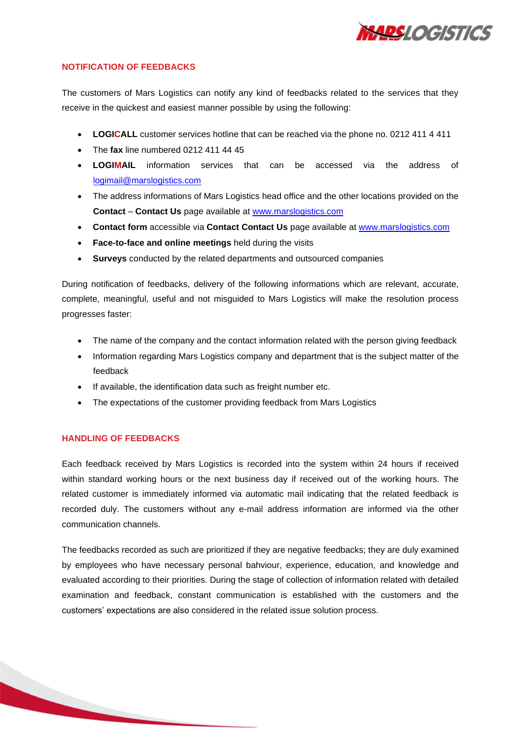## NOTIFICATION OF FEEDBACKS

The customers of Mars Logistics can notify any kind of feedbacks related to the services that they receive in the quickest and easiest manner possible by using the following:

- **LOGICALL** customer services hotline that can be reached via the phone no. 0212 411 4 411
- The **fax** line numbered 0212 411 44 45
- **LOGIMAIL** information services that can be accessed via the address of logimail@marslogistics.com
- The address informations of Mars Logistics head office and the other locations provided on the **Contact** – **Contact Us** page available at www.marslogistics.com
- **Contact form** accessible via **Contact Contact Us** page available at www.marslogistics.com
- **Face-to-face and online meetings** held during the visits
- **Surveys** conducted by the related departments and outsourced companies

During notification of feedbacks, delivery of the following informations which are relevant, accurate, complete, meaningful, useful and not misguided to Mars Logistics will make the resolution process progresses faster:

- The name of the company and the contact information related with the person giving feedback
- Information regarding Mars Logistics company and department that is the subject matter of the feedback
- If available, the identification data such as freight number etc.
- The expectations of the customer providing feedback from Mars Logistics

## HANDLING OF FEEDBACKS

Each feedback received by Mars Logistics is recorded into the system within 24 hours if received within standard working hours or the next business day if received out of the working hours. The related customer is immediately informed via automatic mail indicating that the related feedback is recorded duly. The customers without any e-mail address information are informed via the other communication channels.

The feedbacks recorded as such are prioritized if they are negative feedbacks; they are duly examined by employees who have necessary personal bahviour, experience, education, and knowledge and evaluated according to their priorities. During the stage of collection of information related with detailed examination and feedback, constant communication is established with the customers and the customers' expectations are also considered in the related issue solution process.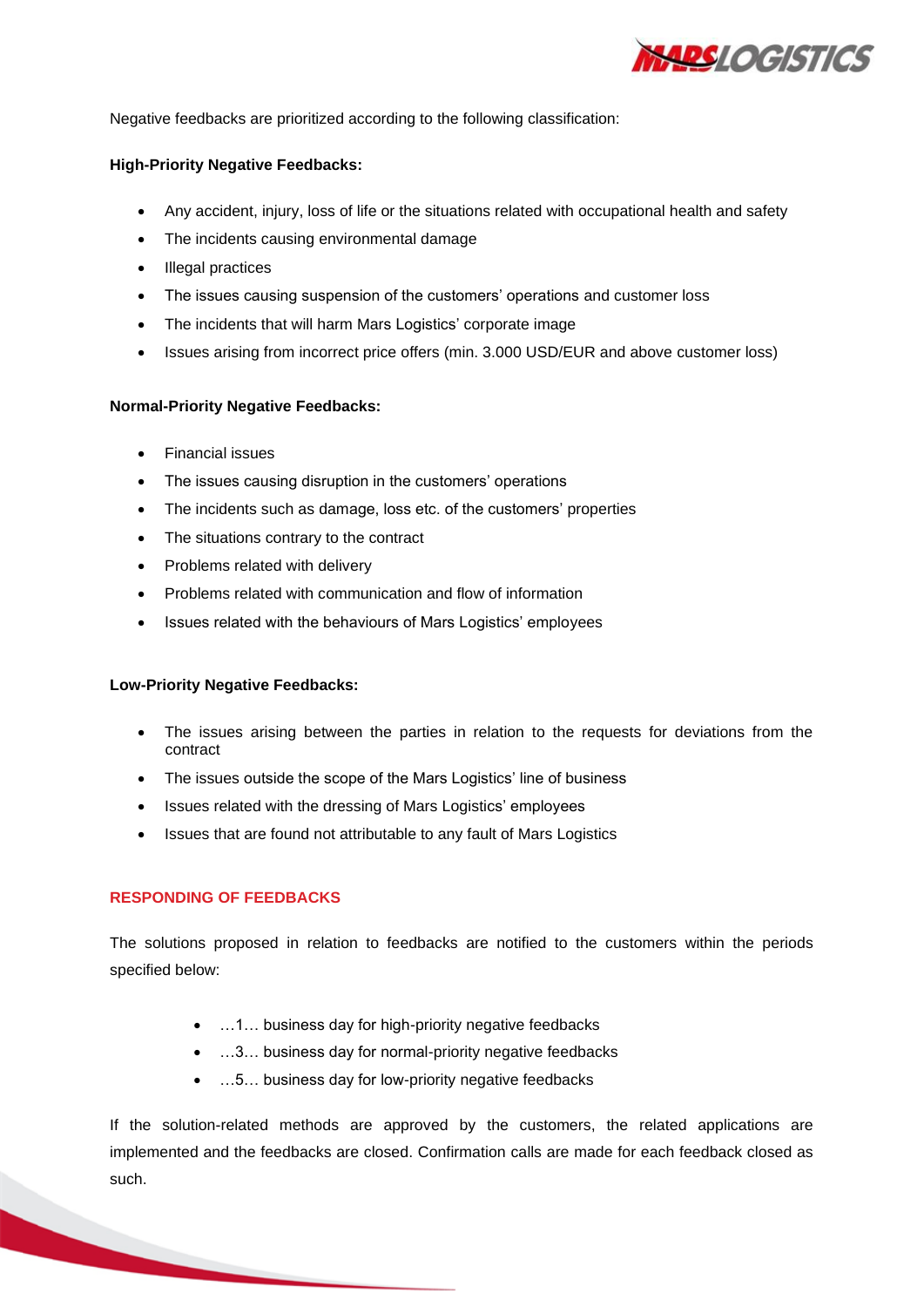Negative feedbacks are prioritized according to the following classification:

**High-Priority Negative Feedbacks:**

- Any accident, injury, loss of life or the situations related with occupational health and safety
- The incidents causing environmental damage
- Illegal practices
- The issues causing suspension of the customers' operations and customer loss
- The incidents that will harm Mars Logistics' corporate image
- Issues arising from incorrect price offers (min. 3.000 USD/EUR and above customer loss)

**Normal-Priority Negative Feedbacks:**

- Financial issues
- The issues causing disruption in the customers' operations
- The incidents such as damage, loss etc. of the customers' properties
- The situations contrary to the contract
- Problems related with delivery
- Problems related with communication and flow of information
- Issues related with the behaviours of Mars Logistics' employees

**Low-Priority Negative Feedbacks:**

- The issues arising between the parties in relation to the requests for deviations from the contract
- The issues outside the scope of the Mars Logistics' line of business
- Issues related with the dressing of Mars Logistics' employees
- Issues that are found not attributable to any fault of Mars Logistics

## RESPONDING OF FEEDBACKS

The solutions proposed in relation to feedbacks are notified to the customers within the periods specified below:

- …1… business day for high-priority negative feedbacks
- …3… business day for normal-priority negative feedbacks
- …5… business day for low-priority negative feedbacks

If the solution-related methods are approved by the customers, the related applications are implemented and the feedbacks are closed. Confirmation calls are made for each feedback closed as such.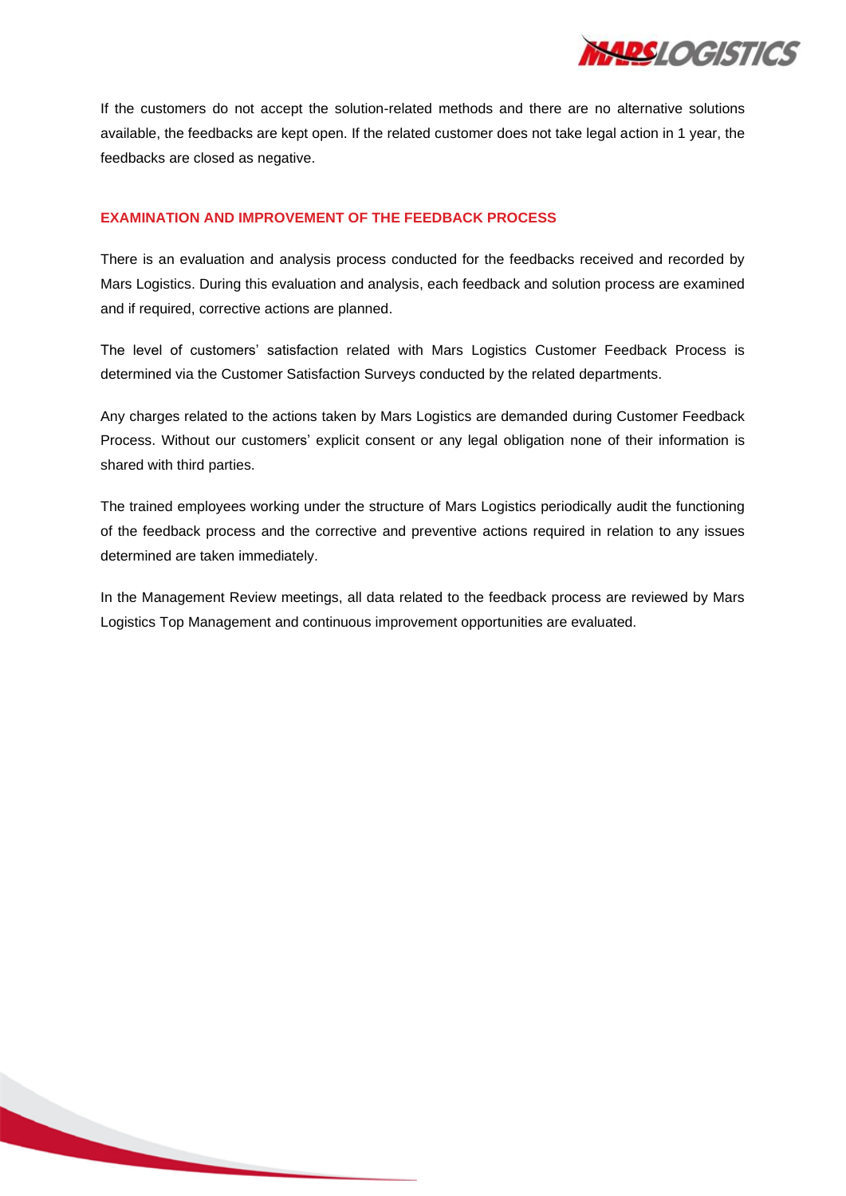If the customers do not accept the solution-related methods and there are no alternative solutions available, the feedbacks are kept open. If the related customer does not take legal action in 1 year, the feedbacks are closed as negative.

## EXAMINATION AND IMPROVEMENT OF THE FEEDBACK PROCESS

There is an evaluation and analysis process conducted for the feedbacks received and recorded by Mars Logistics. During this evaluation and analysis, each feedback and solution process are examined and if required, corrective actions are planned.

The level of customers' satisfaction related with Mars Logistics Customer Feedback Process is determined via the Customer Satisfaction Surveys conducted by the related departments.

Any charges related to the actions taken by Mars Logistics are demanded during Customer Feedback Process. Without our customers' explicit consent or any legal obligation none of their information is shared with third parties.

The trained employees working under the structure of Mars Logistics periodically audit the functioning of the feedback process and the corrective and preventive actions required in relation to any issues determined are taken immediately.

In the Management Review meetings, all data related to the feedback process are reviewed by Mars Logistics Top Management and continuous improvement opportunities are evaluated.